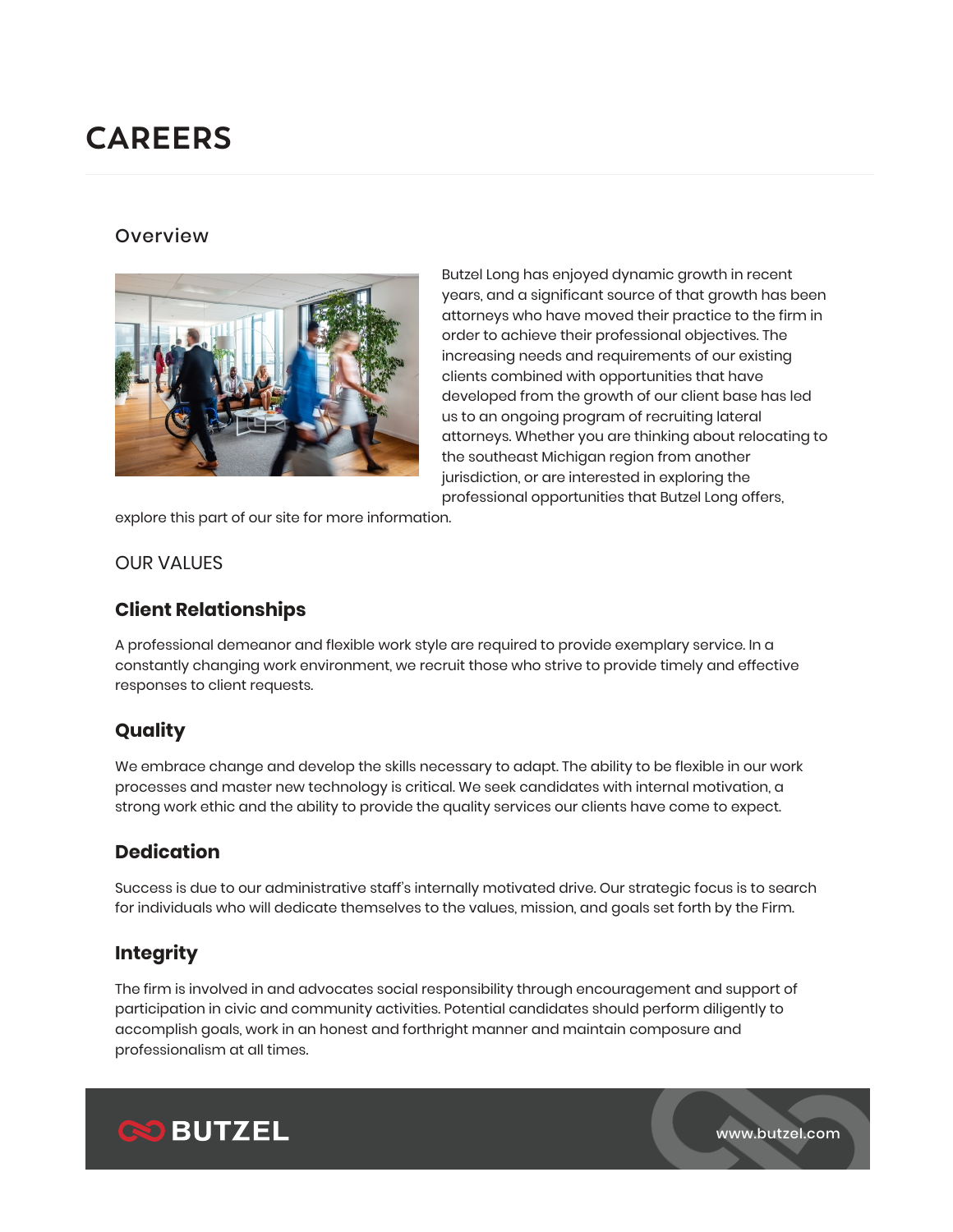# CAREERS

## Overview

Butzel Long has enjoyed dynamic growth in recent years, and a significant source of that growth has been attorneys who have moved their practice to the firm in order to achieve their professional objectives. The increasing needs and requirements of our existing clients combined with opportunities that have developed from the growth of our client base has led us to an ongoing program of recruiting lateral attorneys. Whether you are thinking about relocating to the southeast Michigan region from another jurisdiction, or are interested in exploring the professional opportunities that Butzel Long offers, explore this part of our site for more information.

OUR VALUES

### Client Relationships

A professional demeanor and flexible work style are required to provide exemplary service. In a constantly changing work environment, we recruit those who strive to provide timely and effective responses to client requests.

### Quality

We embrace change and develop the skills necessary to adapt. The ability to be flexible in our work processes and master new technology is critical. We seek candidates with internal motivation, a strong work ethic and the ability to provide the quality services our clients have come to expect.

### Dedication

Success is due to our administrative staff's internally motivated drive. Our strategic focus is to search for individuals who will dedicate themselves to the values, mission, and goals set forth by the Firm.

### Integrity

The firm is involved in and advocates social responsibility through encouragement and support of participation in civic and community activities. Potential candidates should perform diligently to accomplish goals, work in an honest and forthright manner and maintain composure and professionalism at all times.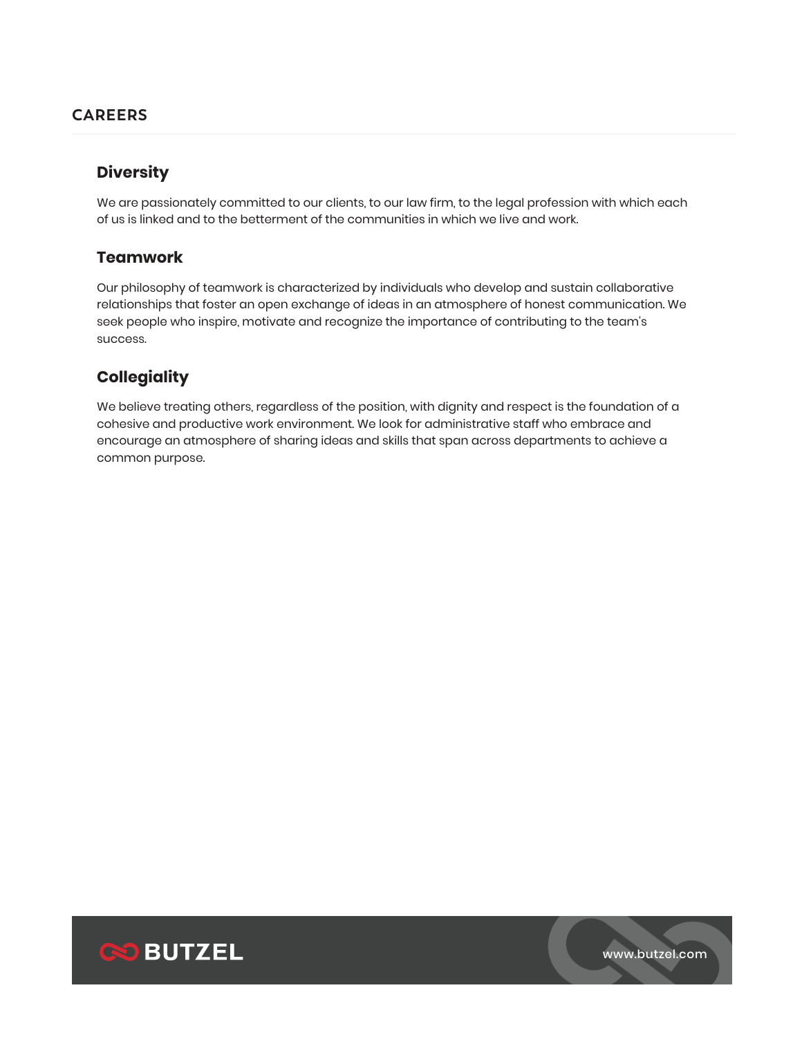## CAREERS

### Diversity

We are passionately committed to our clients, to our law firm, to the legal profession with which each of us is linked and to the betterment of the communities in which we live and work.

### Teamwork

Our philosophy of teamwork is characterized by individuals who develop and sustain collaborative relationships that foster an open exchange of ideas in an atmosphere of honest communication. We seek people who inspire, motivate and recognize the importance of contributing to the team's success.

### Collegiality

We believe treating others, regardless of the position, with dignity and respect is the foundation of a cohesive and productive work environment. We look for administrative staff who embrace and encourage an atmosphere of sharing ideas and skills that span across departments to achieve a common purpose.